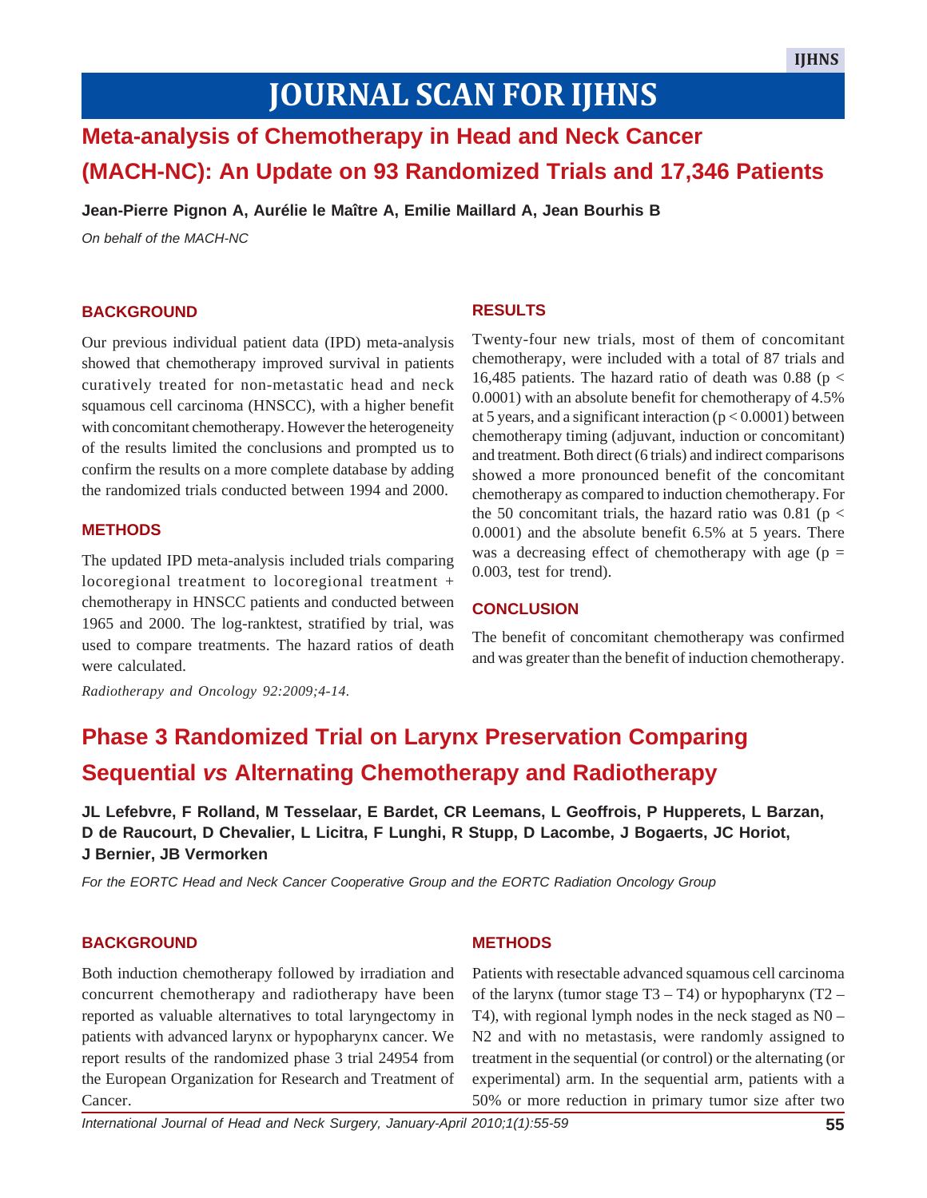# JOURNAL SCAN FOR IJHNS

## Meta-analysis of Chemotherapy in Head and Neck Cancer (MACH-NC): An Update on 93 Randomized Trials and 17,346 Patients

**Jean-Pierre Pignon A, Aurélie le Maître A, Emilie Maillard A, Jean Bourhis B**

*On behalf of the MACH-NC*

### BACKGROUND

Our previous individual patient data (IPD) meta-analysis showed that chemotherapy improved survival in patients curatively treated for non-metastatic head and neck squamous cell carcinoma (HNSCC), with a higher benefit with concomitant chemotherapy. However the heterogeneity of the results limited the conclusions and prompted us to confirm the results on a more complete database by adding the randomized trials conducted between 1994 and 2000.

### METHODS

The updated IPD meta-analysis included trials comparing locoregional treatment to locoregional treatment + chemotherapy in HNSCC patients and conducted between 1965 and 2000. The log-ranktest, stratified by trial, was used to compare treatments. The hazard ratios of death were calculated.

*Radiotherapy and Oncology 92:2009;4-14.*

### RESULTS

Twenty-four new trials, most of them of concomitant chemotherapy, were included with a total of 87 trials and 16,485 patients. The hazard ratio of death was 0.88 ($p < 0.0001$) with an absolute benefit for chemotherapy of 4.5% at 5 years, and a significant interaction ($p < 0.0001$) between chemotherapy timing (adjuvant, induction or concomitant) and treatment. Both direct (6 trials) and indirect comparisons showed a more pronounced benefit of the concomitant chemotherapy as compared to induction chemotherapy. For the 50 concomitant trials, the hazard ratio was 0.81 ($p < 0.0001$) and the absolute benefit 6.5% at 5 years. There was a decreasing effect of chemotherapy with age ($p = 0.003$, test for trend).

### CONCLUSION

The benefit of concomitant chemotherapy was confirmed and was greater than the benefit of induction chemotherapy.

## Phase 3 Randomized Trial on Larynx Preservation Comparing Sequential *vs* Alternating Chemotherapy and Radiotherapy

**JL Lefebvre, F Rolland, M Tesselaar, E Bardet, CR Leemans, L Geoffrois, P Hupperets, L Barzan, D de Raucourt, D Chevalier, L Licitra, F Lunghi, R Stupp, D Lacombe, J Bogaerts, JC Horiot, J Bernier, JB Vermorken**

*For the EORTC Head and Neck Cancer Cooperative Group and the EORTC Radiation Oncology Group*

### BACKGROUND

Both induction chemotherapy followed by irradiation and concurrent chemotherapy and radiotherapy have been reported as valuable alternatives to total laryngectomy in patients with advanced larynx or hypopharynx cancer. We report results of the randomized phase 3 trial 24954 from the European Organization for Research and Treatment of Cancer.

### METHODS

Patients with resectable advanced squamous cell carcinoma of the larynx (tumor stage T3 – T4) or hypopharynx (T2 – T4), with regional lymph nodes in the neck staged as N0 – N2 and with no metastasis, were randomly assigned to treatment in the sequential (or control) or the alternating (or experimental) arm. In the sequential arm, patients with a 50% or more reduction in primary tumor size after two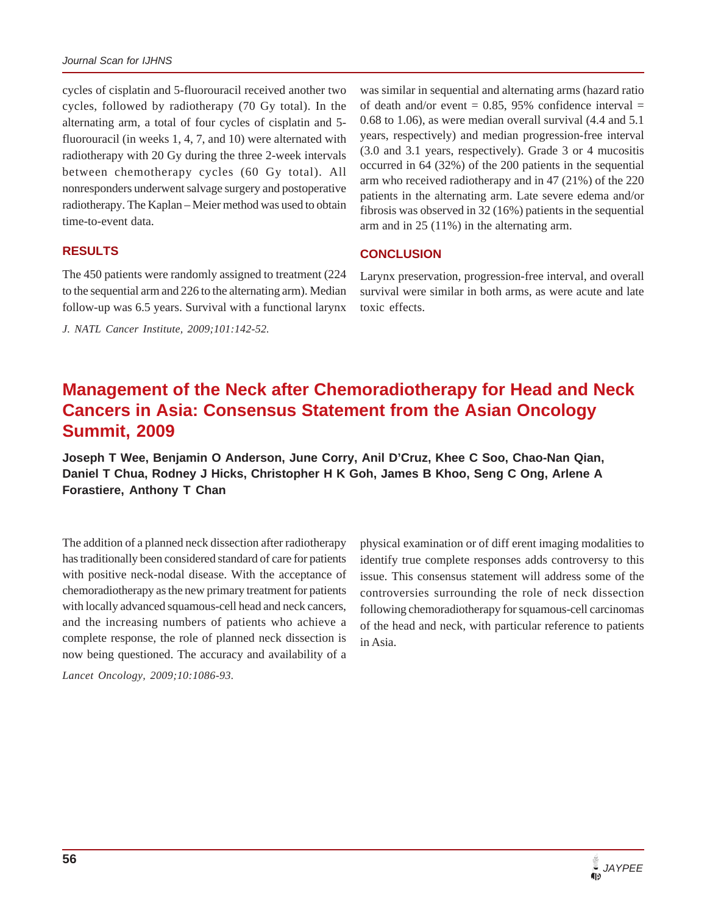cycles of cisplatin and 5-fluorouracil received another two cycles, followed by radiotherapy (70 Gy total). In the alternating arm, a total of four cycles of cisplatin and 5-fluorouracil (in weeks 1, 4, 7, and 10) were alternated with radiotherapy with 20 Gy during the three 2-week intervals between chemotherapy cycles (60 Gy total). All nonresponders underwent salvage surgery and postoperative radiotherapy. The Kaplan – Meier method was used to obtain time-to-event data.

## RESULTS

The 450 patients were randomly assigned to treatment (224 to the sequential arm and 226 to the alternating arm). Median follow-up was 6.5 years. Survival with a functional larynx was similar in sequential and alternating arms (hazard ratio of death and/or event = 0.85, 95% confidence interval = 0.68 to 1.06), as were median overall survival (4.4 and 5.1 years, respectively) and median progression-free interval (3.0 and 3.1 years, respectively). Grade 3 or 4 mucositis occurred in 64 (32%) of the 200 patients in the sequential arm who received radiotherapy and in 47 (21%) of the 220 patients in the alternating arm. Late severe edema and/or fibrosis was observed in 32 (16%) patients in the sequential arm and in 25 (11%) in the alternating arm.

## CONCLUSION

Larynx preservation, progression-free interval, and overall survival were similar in both arms, as were acute and late toxic effects.

*J. NATL Cancer Institute, 2009;101:142-52.*

# Management of the Neck after Chemoradiotherapy for Head and Neck Cancers in Asia: Consensus Statement from the Asian Oncology Summit, 2009

**Joseph T Wee, Benjamin O Anderson, June Corry, Anil D'Cruz, Khee C Soo, Chao-Nan Qian, Daniel T Chua, Rodney J Hicks, Christopher H K Goh, James B Khoo, Seng C Ong, Arlene A Forastiere, Anthony T Chan**

The addition of a planned neck dissection after radiotherapy has traditionally been considered standard of care for patients with positive neck-nodal disease. With the acceptance of chemoradiotherapy as the new primary treatment for patients with locally advanced squamous-cell head and neck cancers, and the increasing numbers of patients who achieve a complete response, the role of planned neck dissection is now being questioned. The accuracy and availability of a physical examination or of diff erent imaging modalities to identify true complete responses adds controversy to this issue. This consensus statement will address some of the controversies surrounding the role of neck dissection following chemoradiotherapy for squamous-cell carcinomas of the head and neck, with particular reference to patients in Asia.

*Lancet Oncology, 2009;10:1086-93.*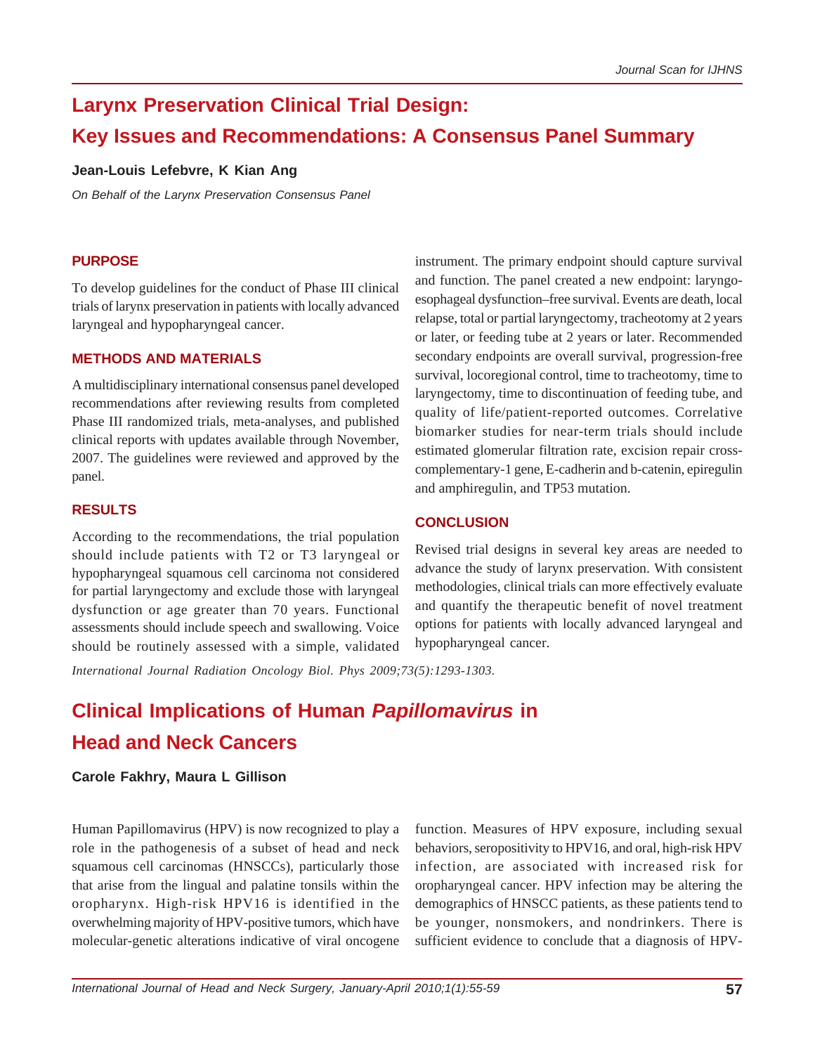# Larynx Preservation Clinical Trial Design: Key Issues and Recommendations: A Consensus Panel Summary

**Jean-Louis Lefebvre, K Kian Ang**

*On Behalf of the Larynx Preservation Consensus Panel*

## PURPOSE

To develop guidelines for the conduct of Phase III clinical trials of larynx preservation in patients with locally advanced laryngeal and hypopharyngeal cancer.

## METHODS AND MATERIALS

A multidisciplinary international consensus panel developed recommendations after reviewing results from completed Phase III randomized trials, meta-analyses, and published clinical reports with updates available through November, 2007. The guidelines were reviewed and approved by the panel.

## RESULTS

According to the recommendations, the trial population should include patients with T2 or T3 laryngeal or hypopharyngeal squamous cell carcinoma not considered for partial laryngectomy and exclude those with laryngeal dysfunction or age greater than 70 years. Functional assessments should include speech and swallowing. Voice should be routinely assessed with a simple, validated instrument. The primary endpoint should capture survival and function. The panel created a new endpoint: laryngo-esophageal dysfunction–free survival. Events are death, local relapse, total or partial laryngectomy, tracheotomy at 2 years or later, or feeding tube at 2 years or later. Recommended secondary endpoints are overall survival, progression-free survival, locoregional control, time to tracheotomy, time to laryngectomy, time to discontinuation of feeding tube, and quality of life/patient-reported outcomes. Correlative biomarker studies for near-term trials should include estimated glomerular filtration rate, excision repair cross-complementary-1 gene, E-cadherin and b-catenin, epiregulin and amphiregulin, and TP53 mutation.

## CONCLUSION

Revised trial designs in several key areas are needed to advance the study of larynx preservation. With consistent methodologies, clinical trials can more effectively evaluate and quantify the therapeutic benefit of novel treatment options for patients with locally advanced laryngeal and hypopharyngeal cancer.

*International Journal Radiation Oncology Biol. Phys 2009;73(5):1293-1303.*

# Clinical Implications of Human *Papillomavirus* in Head and Neck Cancers

**Carole Fakhry, Maura L Gillison**

Human Papillomavirus (HPV) is now recognized to play a role in the pathogenesis of a subset of head and neck squamous cell carcinomas (HNSCCs), particularly those that arise from the lingual and palatine tonsils within the oropharynx. High-risk HPV16 is identified in the overwhelming majority of HPV-positive tumors, which have molecular-genetic alterations indicative of viral oncogene function. Measures of HPV exposure, including sexual behaviors, seropositivity to HPV16, and oral, high-risk HPV infection, are associated with increased risk for oropharyngeal cancer. HPV infection may be altering the demographics of HNSCC patients, as these patients tend to be younger, nonsmokers, and nondrinkers. There is sufficient evidence to conclude that a diagnosis of HPV-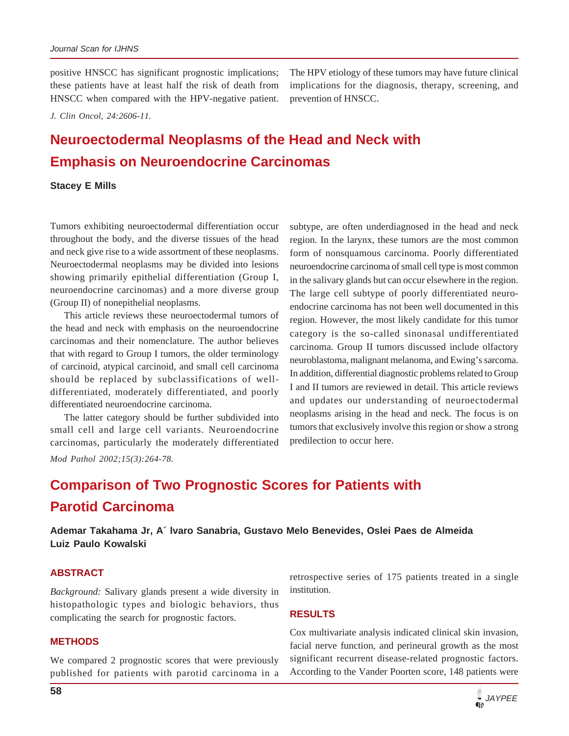positive HNSCC has significant prognostic implications; these patients have at least half the risk of death from HNSCC when compared with the HPV-negative patient. The HPV etiology of these tumors may have future clinical implications for the diagnosis, therapy, screening, and prevention of HNSCC.

*J. Clin Oncol, 24:2606-11.*

# Neuroectodermal Neoplasms of the Head and Neck with Emphasis on Neuroendocrine Carcinomas

**Stacey E Mills**

Tumors exhibiting neuroectodermal differentiation occur throughout the body, and the diverse tissues of the head and neck give rise to a wide assortment of these neoplasms. Neuroectodermal neoplasms may be divided into lesions showing primarily epithelial differentiation (Group I, neuroendocrine carcinomas) and a more diverse group (Group II) of nonepithelial neoplasms.

This article reviews these neuroectodermal tumors of the head and neck with emphasis on the neuroendocrine carcinomas and their nomenclature. The author believes that with regard to Group I tumors, the older terminology of carcinoid, atypical carcinoid, and small cell carcinoma should be replaced by subclassifications of well-differentiated, moderately differentiated, and poorly differentiated neuroendocrine carcinoma.

The latter category should be further subdivided into small cell and large cell variants. Neuroendocrine carcinomas, particularly the moderately differentiated subtype, are often underdiagnosed in the head and neck region. In the larynx, these tumors are the most common form of nonsquamous carcinoma. Poorly differentiated neuroendocrine carcinoma of small cell type is most common in the salivary glands but can occur elsewhere in the region. The large cell subtype of poorly differentiated neuroendocrine carcinoma has not been well documented in this region. However, the most likely candidate for this tumor category is the so-called sinonasal undifferentiated carcinoma. Group II tumors discussed include olfactory neuroblastoma, malignant melanoma, and Ewing's sarcoma. In addition, differential diagnostic problems related to Group I and II tumors are reviewed in detail. This article reviews and updates our understanding of neuroectodermal neoplasms arising in the head and neck. The focus is on tumors that exclusively involve this region or show a strong predilection to occur here.

*Mod Pathol 2002;15(3):264-78.*

# Comparison of Two Prognostic Scores for Patients with Parotid Carcinoma

**Ademar Takahama Jr, A´ lvaro Sanabria, Gustavo Melo Benevides, Oslei Paes de Almeida Luiz Paulo Kowalski**

## ABSTRACT

*Background:* Salivary glands present a wide diversity in histopathologic types and biologic behaviors, thus complicating the search for prognostic factors.

## METHODS

We compared 2 prognostic scores that were previously published for patients with parotid carcinoma in a retrospective series of 175 patients treated in a single institution.

## RESULTS

Cox multivariate analysis indicated clinical skin invasion, facial nerve function, and perineural growth as the most significant recurrent disease-related prognostic factors. According to the Vander Poorten score, 148 patients were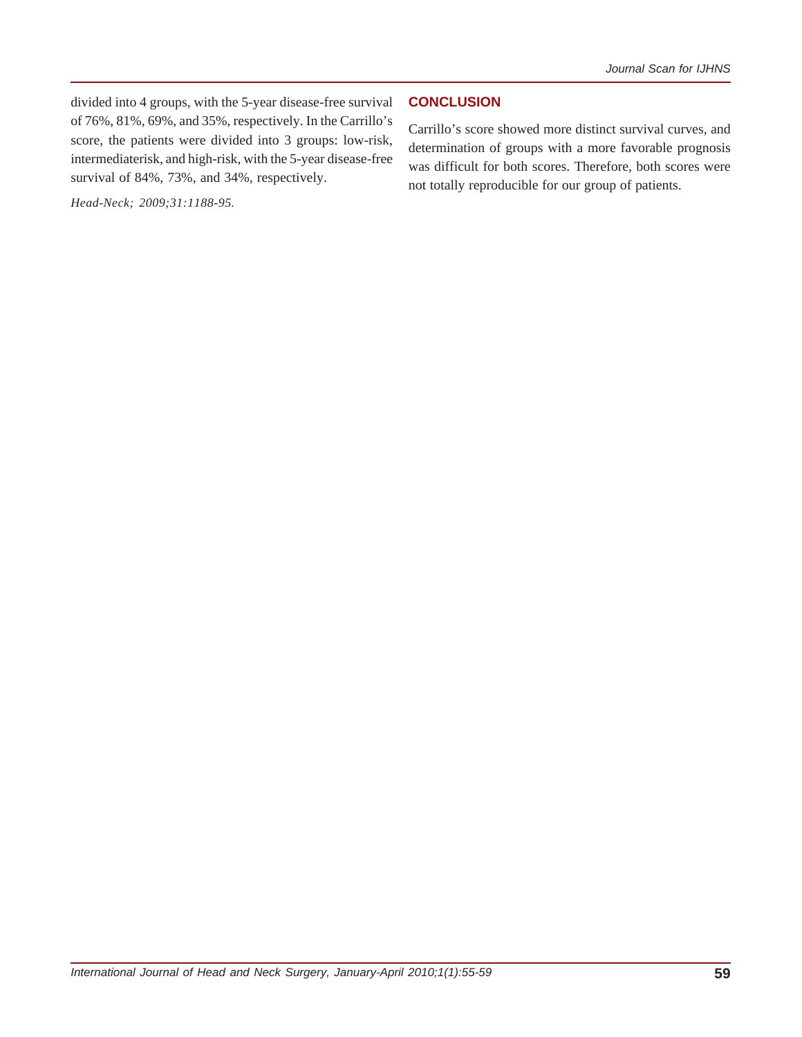divided into 4 groups, with the 5-year disease-free survival of 76%, 81%, 69%, and 35%, respectively. In the Carrillo's score, the patients were divided into 3 groups: low-risk, intermediaterisk, and high-risk, with the 5-year disease-free survival of 84%, 73%, and 34%, respectively.

*Head-Neck; 2009;31:1188-95.*

## CONCLUSION

Carrillo's score showed more distinct survival curves, and determination of groups with a more favorable prognosis was difficult for both scores. Therefore, both scores were not totally reproducible for our group of patients.